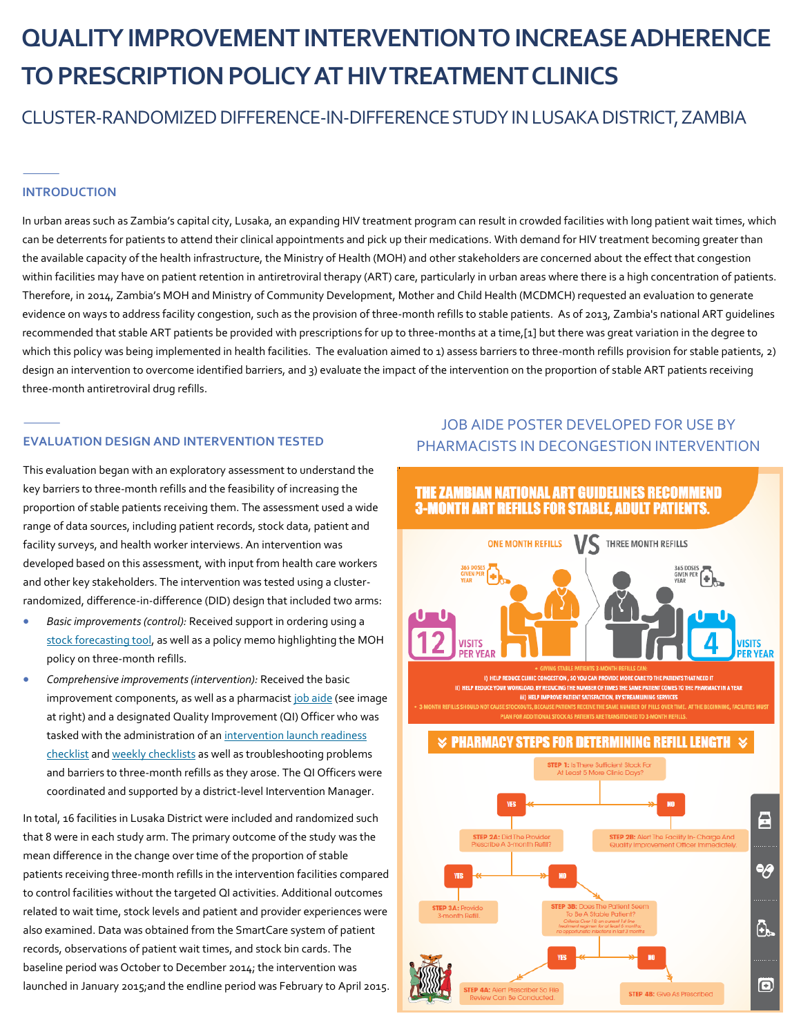# QUALITY IMPROVEMENT INTERVENTION TO INCREASE ADHERENCE TO PRESCRIPTION POLICY AT HIV TREATMENT CLINICS

## CLUSTER-RANDOMIZED DIFFERENCE-IN-DIFFERENCE STUDY IN LUSAKA DISTRICT, ZAMBIA

### INTRODUCTION

In urban areas such as Zambia's capital city, Lusaka, an expanding HIV treatment program can result in crowded facilities with long patient wait times, which can be deterrents for patients to attend their clinical appointments and pick up their medications. With demand for HIV treatment becoming greater than the available capacity of the health infrastructure, the Ministry of Health (MOH) and other stakeholders are concerned about the effect that congestion within facilities may have on patient retention in antiretroviral therapy (ART) care, particularly in urban areas where there is a high concentration of patients. Therefore, in 2014, Zambia's MOH and Ministry of Community Development, Mother and Child Health (MCDMCH) requested an evaluation to generate evidence on ways to address facility congestion, such as the provision of three-month refills to stable patients. As of 2013, Zambia's national ART guidelines recommended that stable ART patients be provided with prescriptions for up to three-months at a time,[1] but there was great variation in the degree to which this policy was being implemented in health facilities. The evaluation aimed to 1) assess barriers to three-month refills provision for stable patients, 2) design an intervention to overcome identified barriers, and 3) evaluate the impact of the intervention on the proportion of stable ART patients receiving three-month antiretroviral drug refills.

### EVALUATION DESIGN AND INTERVENTION TESTED

This evaluation began with an exploratory assessment to understand the key barriers to three-month refills and the feasibility of increasing the proportion of stable patients receiving them. The assessment used a wide range of data sources, including patient records, stock data, patient and facility surveys, and health worker interviews. An intervention was developed based on this assessment, with input from health care workers and other key stakeholders. The intervention was tested using a cluster-randomized, difference-in-difference (DID) design that included two arms:

- *Basic improvements (control):* Received support in ordering using a stock forecasting tool, as well as a policy memo highlighting the MOH policy on three-month refills.
- *Comprehensive improvements (intervention):* Received the basic improvement components, as well as a pharmacist job aide (see image at right) and a designated Quality Improvement (QI) Officer who was tasked with the administration of an intervention launch readiness checklist and weekly checklists as well as troubleshooting problems and barriers to three-month refills as they arose. The QI Officers were coordinated and supported by a district-level Intervention Manager.

In total, 16 facilities in Lusaka District were included and randomized such that 8 were in each study arm. The primary outcome of the study was the mean difference in the change over time of the proportion of stable patients receiving three-month refills in the intervention facilities compared to control facilities without the targeted QI activities. Additional outcomes related to wait time, stock levels and patient and provider experiences were also examined. Data was obtained from the SmartCare system of patient records, observations of patient wait times, and stock bin cards. The baseline period was October to December 2014; the intervention was launched in January 2015;and the endline period was February to April 2015.

### JOB AIDE POSTER DEVELOPED FOR USE BY PHARMACISTS IN DECONGESTION INTERVENTION

**THE ZAMBIAN NATIONAL ART GUIDELINES RECOMMEND 3-MONTH ART REFILLS FOR STABLE, ADULT PATIENTS.**

ONE MONTH REFILLS VS THREE MONTH REFILLS

365 DOSES GIVEN PER YEAR — 12 VISITS PER YEAR | 365 DOSES GIVEN PER YEAR — 4 VISITS PER YEAR

- GIVING STABLE PATIENTS 3-MONTH REFILLS CAN:
  - i) HELP REDUCE CLINIC CONGESTION, SO YOU CAN PROVIDE MORE CARE TO THE PATIENTS THAT NEED IT
  - ii) HELP REDUCE YOUR WORKLOAD BY REDUCING THE NUMBER OF TIMES THE SAME PATIENT COMES TO THE PHARMACY IN A YEAR
  - iii) HELP IMPROVE PATIENT SATISFACTION, BY STREAMLINING SERVICES
- 3-MONTH REFILLS SHOULD NOT CAUSE STOCKOUTS, BECAUSE PATIENTS RECEIVE THE SAME NUMBER OF PILLS OVER TIME. AT THE BEGINNING, FACILITIES MUST PLAN FOR ADDITIONAL STOCK AS PATIENTS ARE TRANSITIONED TO 3-MONTH REFILLS.

**PHARMACY STEPS FOR DETERMINING REFILL LENGTH**

- STEP 1: Is There Sufficient Stock For At Least 5 More Clinic Days?
  - YES → STEP 2A: Did The Provider Prescribe A 3-month Refill?
    - YES → STEP 3A: Provide 3-month Refill.
    - NO → STEP 3B: Does The Patient Seem To Be A Stable Patient? (Criteria: Over 18; on current 1st line treatment regimen for at least 6 months; no opportunistic infections in last 3 months)
      - YES → STEP 4A: Alert Prescriber So He Review Can Be Conducted.
      - NO → STEP 4B: Give As Prescribed
  - NO → STEP 2B: Alert The Facility In-Charge And Quality Improvement Officer Immediately.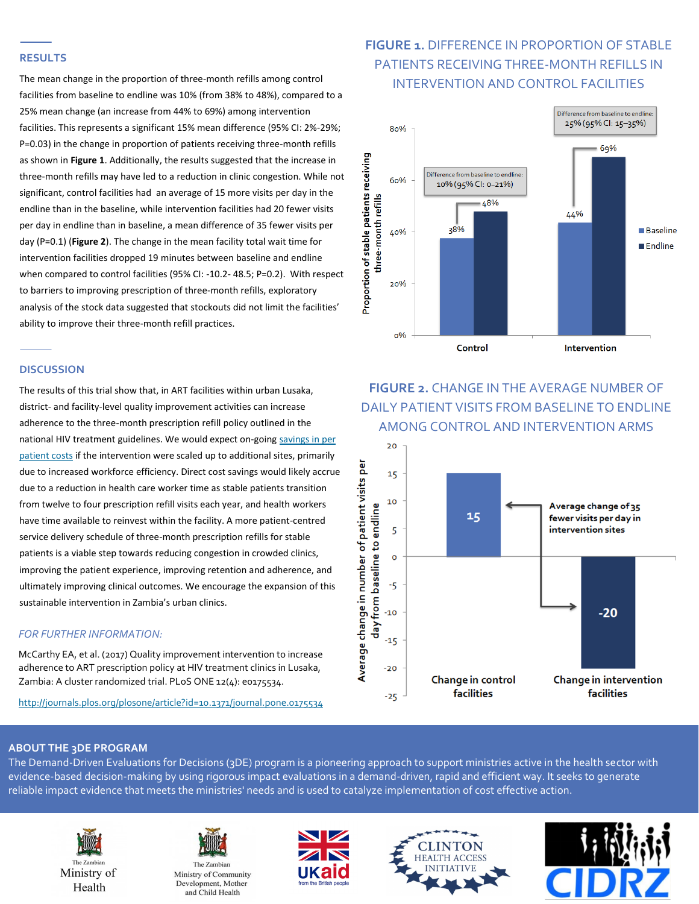## RESULTS

The mean change in the proportion of three-month refills among control facilities from baseline to endline was 10% (from 38% to 48%), compared to a 25% mean change (an increase from 44% to 69%) among intervention facilities. This represents a significant 15% mean difference (95% CI: 2%-29%; P=0.03) in the change in proportion of patients receiving three-month refills as shown in **Figure 1**. Additionally, the results suggested that the increase in three-month refills may have led to a reduction in clinic congestion. While not significant, control facilities had an average of 15 more visits per day in the endline than in the baseline, while intervention facilities had 20 fewer visits per day in endline than in baseline, a mean difference of 35 fewer visits per day (P=0.1) (**Figure 2**). The change in the mean facility total wait time for intervention facilities dropped 19 minutes between baseline and endline when compared to control facilities (95% CI: -10.2- 48.5; P=0.2). With respect to barriers to improving prescription of three-month refills, exploratory analysis of the stock data suggested that stockouts did not limit the facilities' ability to improve their three-month refill practices.

## DISCUSSION

The results of this trial show that, in ART facilities within urban Lusaka, district- and facility-level quality improvement activities can increase adherence to the three-month prescription refill policy outlined in the national HIV treatment guidelines. We would expect on-going savings in per patient costs if the intervention were scaled up to additional sites, primarily due to increased workforce efficiency. Direct cost savings would likely accrue due to a reduction in health care worker time as stable patients transition from twelve to four prescription refill visits each year, and health workers have time available to reinvest within the facility. A more patient-centred service delivery schedule of three-month prescription refills for stable patients is a viable step towards reducing congestion in crowded clinics, improving the patient experience, improving retention and adherence, and ultimately improving clinical outcomes. We encourage the expansion of this sustainable intervention in Zambia's urban clinics.

*FOR FURTHER INFORMATION:*

McCarthy EA, et al. (2017) Quality improvement intervention to increase adherence to ART prescription policy at HIV treatment clinics in Lusaka, Zambia: A cluster randomized trial. PLoS ONE 12(4): e0175534.

http://journals.plos.org/plosone/article?id=10.1371/journal.pone.0175534

### FIGURE 1. DIFFERENCE IN PROPORTION OF STABLE PATIENTS RECEIVING THREE-MONTH REFILLS IN INTERVENTION AND CONTROL FACILITIES

Proportion of stable patients receiving three-month refills

0%
20%
40%
60%
80%

Difference from baseline to endline: 10% (95% CI: 0-21%)
38%
48%
Control

Difference from baseline to endline: 25% (95% CI: 15-35%)
44%
69%
Intervention

Baseline
Endline

### FIGURE 2. CHANGE IN THE AVERAGE NUMBER OF DAILY PATIENT VISITS FROM BASELINE TO ENDLINE AMONG CONTROL AND INTERVENTION ARMS

Average change in number of patient visits per day from baseline to endline

20
15
10
5
0
-5
-10
-15
-20
-25

15
Change in control facilities

-20
Change in intervention facilities

Average change of 35 fewer visits per day in intervention sites

## ABOUT THE 3DE PROGRAM

The Demand-Driven Evaluations for Decisions (3DE) program is a pioneering approach to support ministries active in the health sector with evidence-based decision-making by using rigorous impact evaluations in a demand-driven, rapid and efficient way. It seeks to generate reliable impact evidence that meets the ministries' needs and is used to catalyze implementation of cost effective action.

The Zambian Ministry of Health

The Zambian Ministry of Community Development, Mother and Child Health

UKaid from the British people

CLINTON HEALTH ACCESS INITIATIVE

CIDRZ